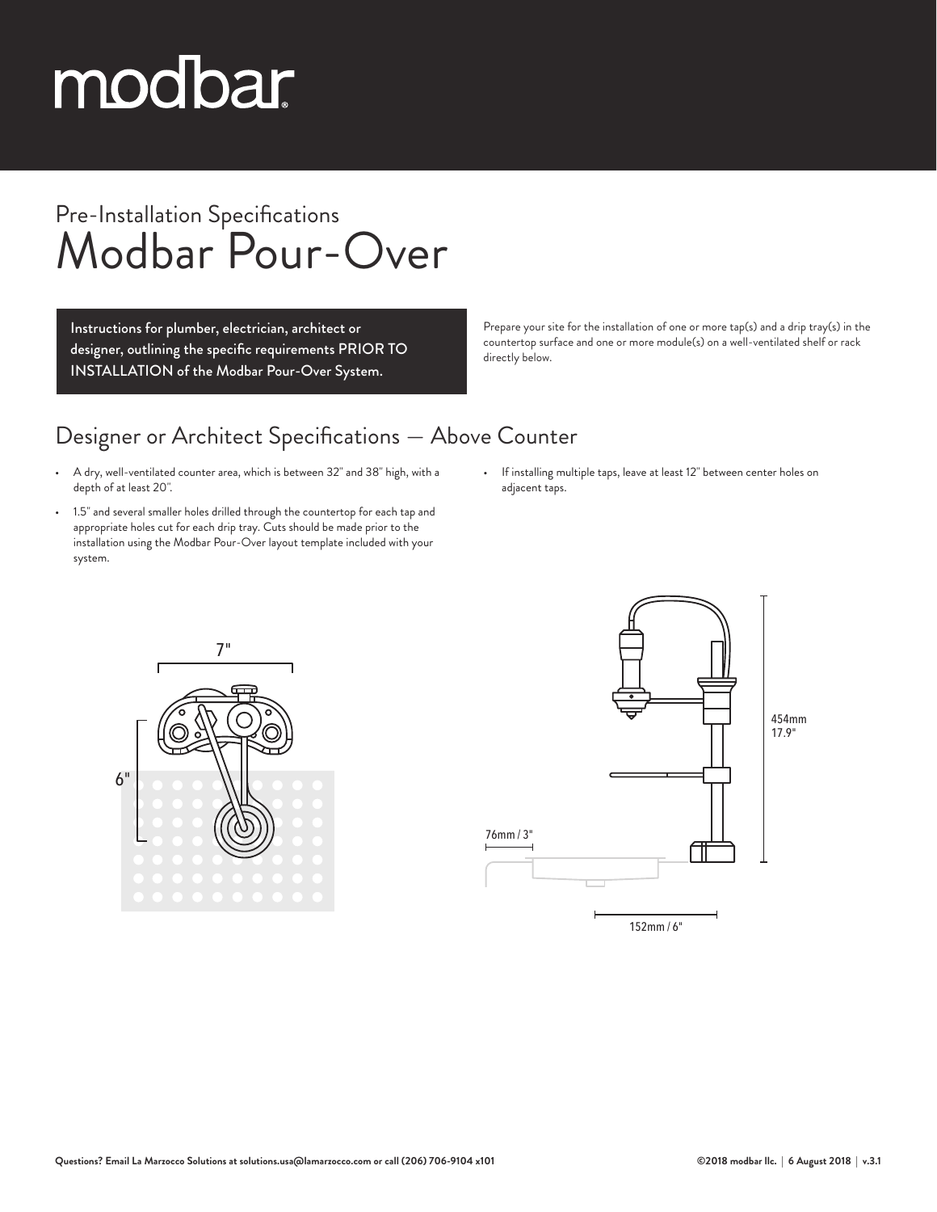modbar

## Pre-Installation Specifications

# Modbar Pour-Over

**Instructions for plumber, electrician, architect or designer, outlining the specific requirements PRIOR TO INSTALLATION of the Modbar Pour-Over System.**

Prepare your site for the installation of one or more tap(s) and a drip tray(s) in the countertop surface and one or more module(s) on a well-ventilated shelf or rack directly below.

## Designer or Architect Specifications — Above Counter

- A dry, well-ventilated counter area, which is between 32" and 38" high, with a depth of at least 20".
- 1.5" and several smaller holes drilled through the countertop for each tap and appropriate holes cut for each drip tray. Cuts should be made prior to the installation using the Modbar Pour-Over layout template included with your system.
- If installing multiple taps, leave at least 12" between center holes on adjacent taps.

7"

6"

454mm
17.9"

76mm / 3"

152mm / 6"

Questions? Email La Marzocco Solutions at solutions.usa@lamarzocco.com or call (206) 706-9104 x101

©2018 modbar llc. | 6 August 2018 | v.3.1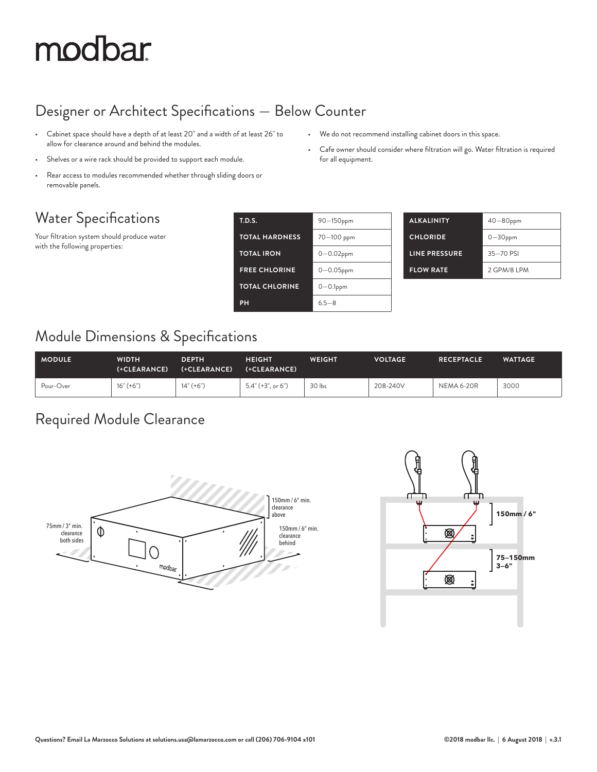# modbar

## Designer or Architect Specifications — Below Counter

- Cabinet space should have a depth of at least 20" and a width of at least 26" to allow for clearance around and behind the modules.
- Shelves or a wire rack should be provided to support each module.
- Rear access to modules recommended whether through sliding doors or removable panels.
- We do not recommend installing cabinet doors in this space.
- Cafe owner should consider where filtration will go. Water filtration is required for all equipment.

## Water Specifications

Your filtration system should produce water with the following properties:

| | |
|---|---|
| T.D.S. | 90—150ppm |
| TOTAL HARDNESS | 70—100 ppm |
| TOTAL IRON | 0—0.02ppm |
| FREE CHLORINE | 0—0.05ppm |
| TOTAL CHLORINE | 0—0.1ppm |
| PH | 6.5—8 |

| | |
|---|---|
| ALKALINITY | 40—80ppm |
| CHLORIDE | 0—30ppm |
| LINE PRESSURE | 35—70 PSI |
| FLOW RATE | 2 GPM/8 LPM |

## Module Dimensions & Specifications

| MODULE | WIDTH (+CLEARANCE) | DEPTH (+CLEARANCE) | HEIGHT (+CLEARANCE) | WEIGHT | VOLTAGE | RECEPTACLE | WATTAGE |
|---|---|---|---|---|---|---|---|
| Pour-Over | 16" (+6") | 14" (+6") | 5.4" (+3", or 6") | 30 lbs | 208-240V | NEMA 6-20R | 3000 |

## Required Module Clearance

75mm / 3" min. clearance both sides

150mm / 6" min. clearance above

150mm / 6" min. clearance behind

150mm / 6"

75–150mm 3–6"

**Questions? Email La Marzocco Solutions at solutions.usa@lamarzocco.com or call (206) 706-9104 x101**

**©2018 modbar llc. | 6 August 2018 | v.3.1**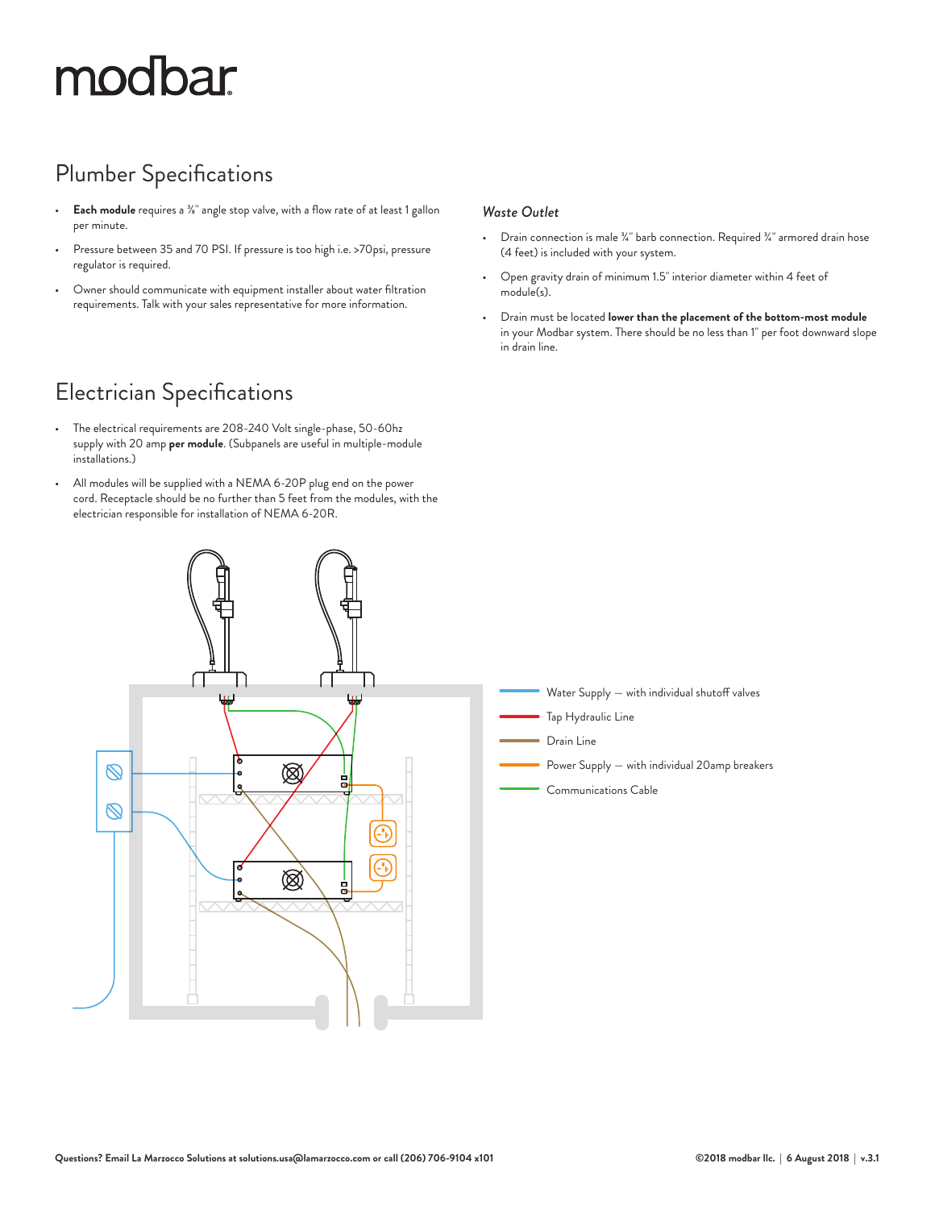# modbar

## Plumber Specifications

- **Each module** requires a ⅜" angle stop valve, with a flow rate of at least 1 gallon per minute.
- Pressure between 35 and 70 PSI. If pressure is too high i.e. >70psi, pressure regulator is required.
- Owner should communicate with equipment installer about water filtration requirements. Talk with your sales representative for more information.

### *Waste Outlet*

- Drain connection is male ¾" barb connection. Required ¾" armored drain hose (4 feet) is included with your system.
- Open gravity drain of minimum 1.5" interior diameter within 4 feet of module(s).
- Drain must be located **lower than the placement of the bottom-most module** in your Modbar system. There should be no less than 1" per foot downward slope in drain line.

## Electrician Specifications

- The electrical requirements are 208-240 Volt single-phase, 50-60hz supply with 20 amp **per module**. (Subpanels are useful in multiple-module installations.)
- All modules will be supplied with a NEMA 6-20P plug end on the power cord. Receptacle should be no further than 5 feet from the modules, with the electrician responsible for installation of NEMA 6-20R.

Water Supply — with individual shutoff valves

Tap Hydraulic Line

Drain Line

Power Supply — with individual 20amp breakers

Communications Cable

Questions? Email La Marzocco Solutions at solutions.usa@lamarzocco.com or call (206) 706-9104 x101

©2018 modbar llc. | 6 August 2018 | v.3.1